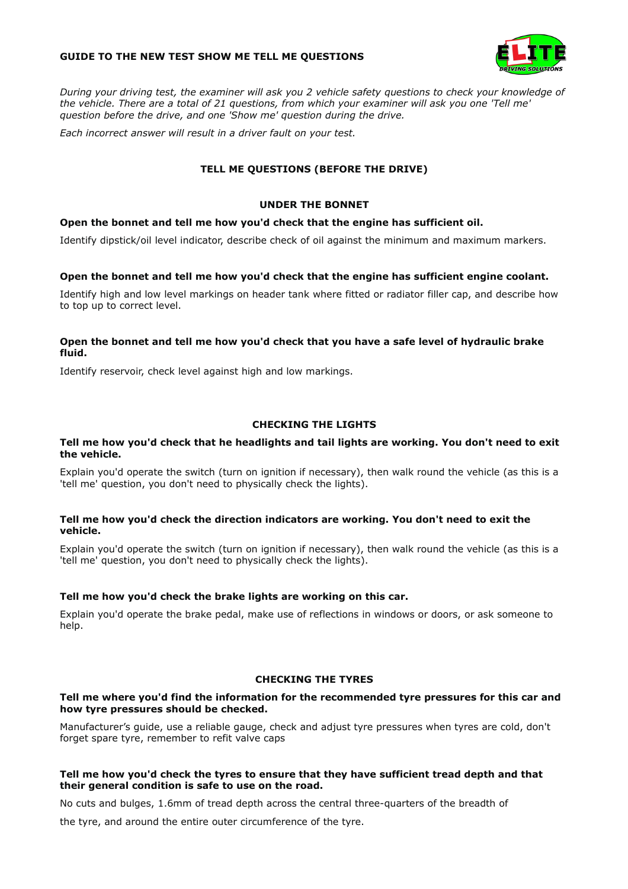# GUIDE TO THE NEW TEST SHOW ME TELL ME QUESTIONS

*During your driving test, the examiner will ask you 2 vehicle safety questions to check your knowledge of the vehicle. There are a total of 21 questions, from which your examiner will ask you one 'Tell me' question before the drive, and one 'Show me' question during the drive.*

*Each incorrect answer will result in a driver fault on your test.*

## TELL ME QUESTIONS (BEFORE THE DRIVE)

### UNDER THE BONNET

**Open the bonnet and tell me how you'd check that the engine has sufficient oil.**

Identify dipstick/oil level indicator, describe check of oil against the minimum and maximum markers.

**Open the bonnet and tell me how you'd check that the engine has sufficient engine coolant.**

Identify high and low level markings on header tank where fitted or radiator filler cap, and describe how to top up to correct level.

**Open the bonnet and tell me how you'd check that you have a safe level of hydraulic brake fluid.**

Identify reservoir, check level against high and low markings.

### CHECKING THE LIGHTS

**Tell me how you'd check that he headlights and tail lights are working. You don't need to exit the vehicle.**

Explain you'd operate the switch (turn on ignition if necessary), then walk round the vehicle (as this is a 'tell me' question, you don't need to physically check the lights).

**Tell me how you'd check the direction indicators are working. You don't need to exit the vehicle.**

Explain you'd operate the switch (turn on ignition if necessary), then walk round the vehicle (as this is a 'tell me' question, you don't need to physically check the lights).

**Tell me how you'd check the brake lights are working on this car.**

Explain you'd operate the brake pedal, make use of reflections in windows or doors, or ask someone to help.

### CHECKING THE TYRES

**Tell me where you'd find the information for the recommended tyre pressures for this car and how tyre pressures should be checked.**

Manufacturer's guide, use a reliable gauge, check and adjust tyre pressures when tyres are cold, don't forget spare tyre, remember to refit valve caps

**Tell me how you'd check the tyres to ensure that they have sufficient tread depth and that their general condition is safe to use on the road.**

No cuts and bulges, 1.6mm of tread depth across the central three-quarters of the breadth of the tyre, and around the entire outer circumference of the tyre.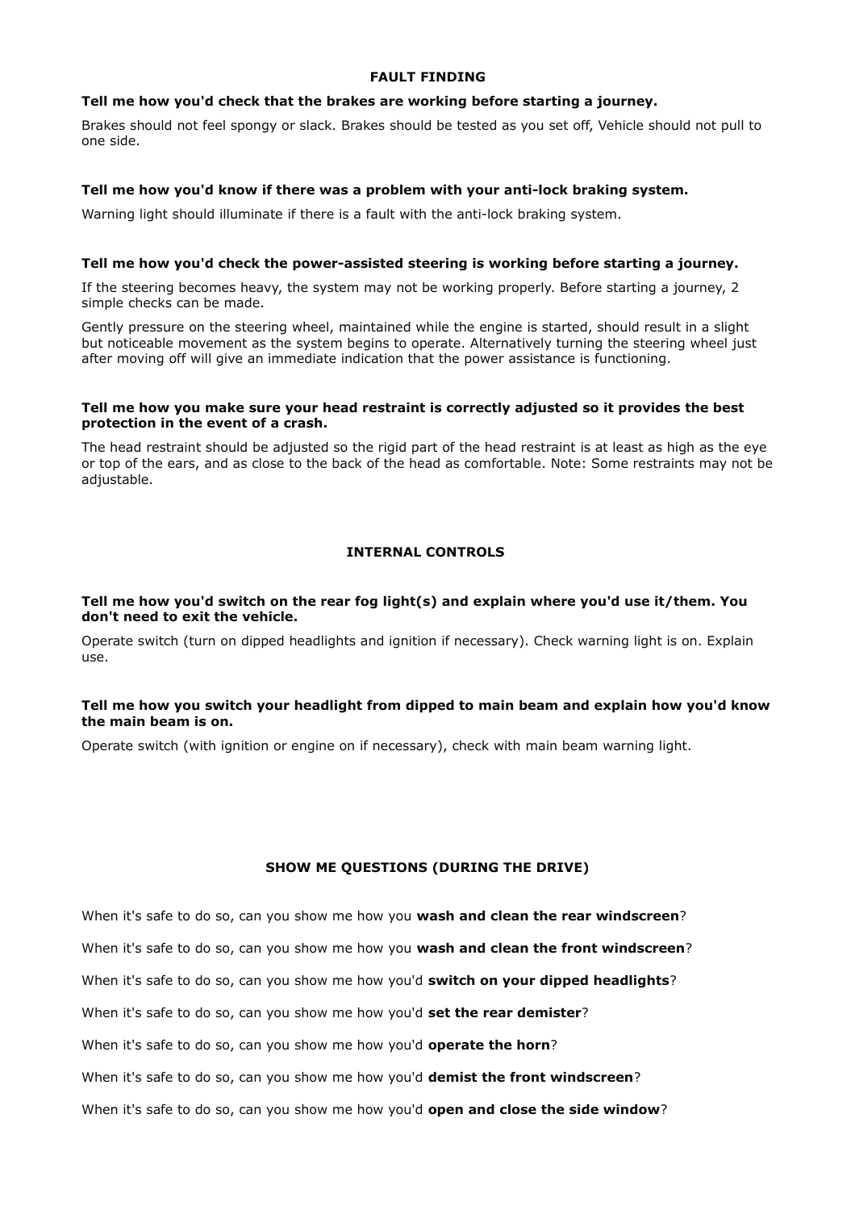## FAULT FINDING

**Tell me how you'd check that the brakes are working before starting a journey.**

Brakes should not feel spongy or slack. Brakes should be tested as you set off, Vehicle should not pull to one side.

**Tell me how you'd know if there was a problem with your anti-lock braking system.**

Warning light should illuminate if there is a fault with the anti-lock braking system.

**Tell me how you'd check the power-assisted steering is working before starting a journey.**

If the steering becomes heavy, the system may not be working properly. Before starting a journey, 2 simple checks can be made.

Gently pressure on the steering wheel, maintained while the engine is started, should result in a slight but noticeable movement as the system begins to operate. Alternatively turning the steering wheel just after moving off will give an immediate indication that the power assistance is functioning.

**Tell me how you make sure your head restraint is correctly adjusted so it provides the best protection in the event of a crash.**

The head restraint should be adjusted so the rigid part of the head restraint is at least as high as the eye or top of the ears, and as close to the back of the head as comfortable. Note: Some restraints may not be adjustable.

## INTERNAL CONTROLS

**Tell me how you'd switch on the rear fog light(s) and explain where you'd use it/them. You don't need to exit the vehicle.**

Operate switch (turn on dipped headlights and ignition if necessary). Check warning light is on. Explain use.

**Tell me how you switch your headlight from dipped to main beam and explain how you'd know the main beam is on.**

Operate switch (with ignition or engine on if necessary), check with main beam warning light.

## SHOW ME QUESTIONS (DURING THE DRIVE)

When it's safe to do so, can you show me how you **wash and clean the rear windscreen**?

When it's safe to do so, can you show me how you **wash and clean the front windscreen**?

When it's safe to do so, can you show me how you'd **switch on your dipped headlights**?

When it's safe to do so, can you show me how you'd **set the rear demister**?

When it's safe to do so, can you show me how you'd **operate the horn**?

When it's safe to do so, can you show me how you'd **demist the front windscreen**?

When it's safe to do so, can you show me how you'd **open and close the side window**?